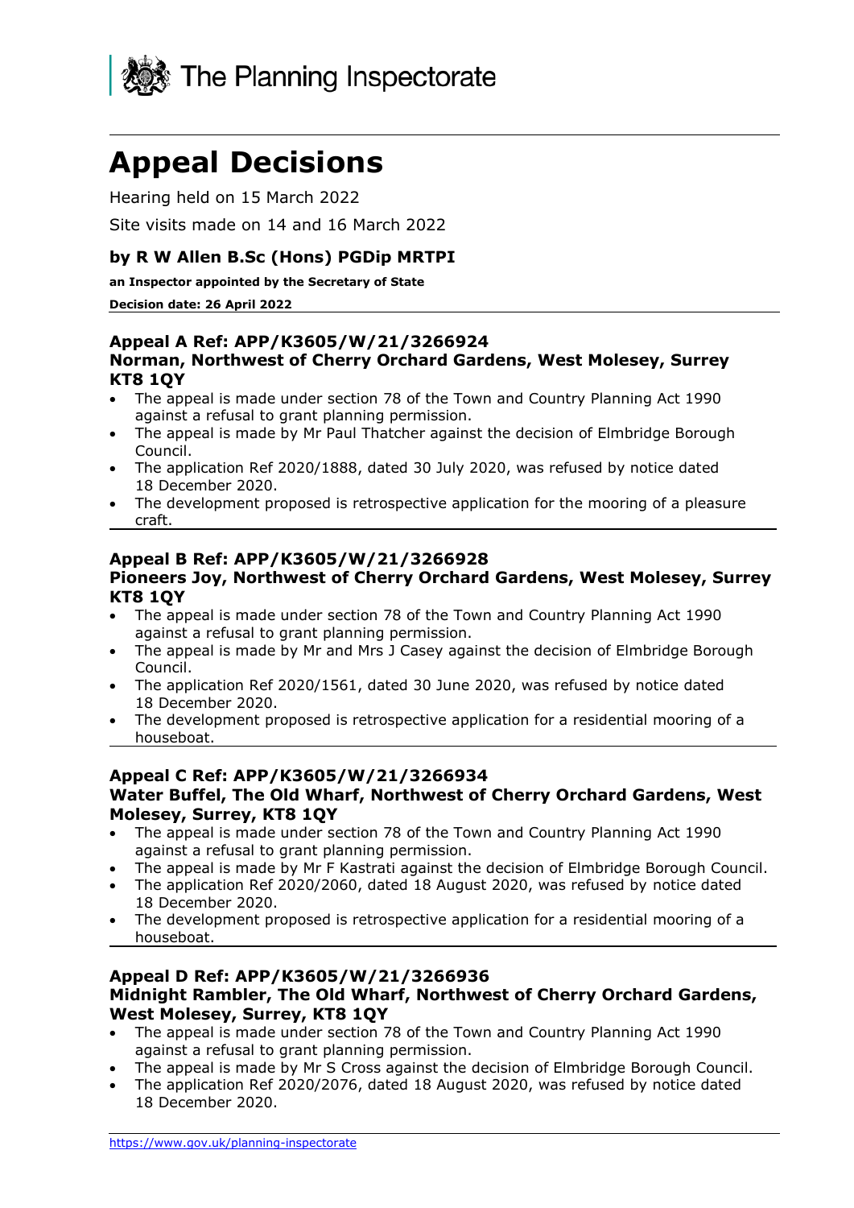The Planning Inspectorate

# Appeal Decisions

Hearing held on 15 March 2022

Site visits made on 14 and 16 March 2022

### by R W Allen B.Sc (Hons) PGDip MRTPI

**an Inspector appointed by the Secretary of State**

**Decision date: 26 April 2022**

---

### Appeal A Ref: APP/K3605/W/21/3266924
### Norman, Northwest of Cherry Orchard Gardens, West Molesey, Surrey KT8 1QY

- The appeal is made under section 78 of the Town and Country Planning Act 1990 against a refusal to grant planning permission.
- The appeal is made by Mr Paul Thatcher against the decision of Elmbridge Borough Council.
- The application Ref 2020/1888, dated 30 July 2020, was refused by notice dated 18 December 2020.
- The development proposed is retrospective application for the mooring of a pleasure craft.

---

### Appeal B Ref: APP/K3605/W/21/3266928
### Pioneers Joy, Northwest of Cherry Orchard Gardens, West Molesey, Surrey KT8 1QY

- The appeal is made under section 78 of the Town and Country Planning Act 1990 against a refusal to grant planning permission.
- The appeal is made by Mr and Mrs J Casey against the decision of Elmbridge Borough Council.
- The application Ref 2020/1561, dated 30 June 2020, was refused by notice dated 18 December 2020.
- The development proposed is retrospective application for a residential mooring of a houseboat.

---

### Appeal C Ref: APP/K3605/W/21/3266934
### Water Buffel, The Old Wharf, Northwest of Cherry Orchard Gardens, West Molesey, Surrey, KT8 1QY

- The appeal is made under section 78 of the Town and Country Planning Act 1990 against a refusal to grant planning permission.
- The appeal is made by Mr F Kastrati against the decision of Elmbridge Borough Council.
- The application Ref 2020/2060, dated 18 August 2020, was refused by notice dated 18 December 2020.
- The development proposed is retrospective application for a residential mooring of a houseboat.

---

### Appeal D Ref: APP/K3605/W/21/3266936
### Midnight Rambler, The Old Wharf, Northwest of Cherry Orchard Gardens, West Molesey, Surrey, KT8 1QY

- The appeal is made under section 78 of the Town and Country Planning Act 1990 against a refusal to grant planning permission.
- The appeal is made by Mr S Cross against the decision of Elmbridge Borough Council.
- The application Ref 2020/2076, dated 18 August 2020, was refused by notice dated 18 December 2020.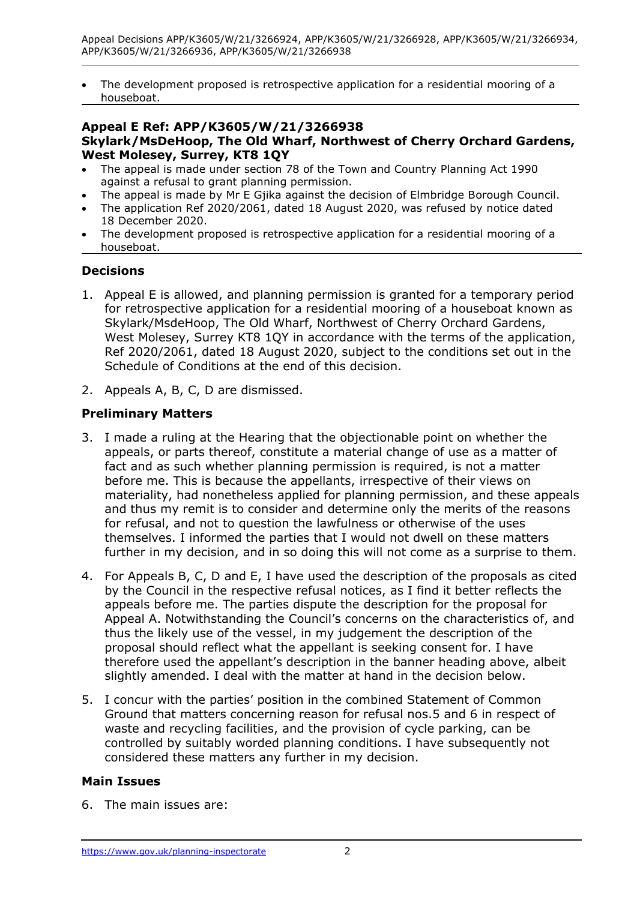- The development proposed is retrospective application for a residential mooring of a houseboat.

**Appeal E Ref: APP/K3605/W/21/3266938**
**Skylark/MsDeHoop, The Old Wharf, Northwest of Cherry Orchard Gardens, West Molesey, Surrey, KT8 1QY**

- The appeal is made under section 78 of the Town and Country Planning Act 1990 against a refusal to grant planning permission.
- The appeal is made by Mr E Gjika against the decision of Elmbridge Borough Council.
- The application Ref 2020/2061, dated 18 August 2020, was refused by notice dated 18 December 2020.
- The development proposed is retrospective application for a residential mooring of a houseboat.

## Decisions

1. Appeal E is allowed, and planning permission is granted for a temporary period for retrospective application for a residential mooring of a houseboat known as Skylark/MsdeHoop, The Old Wharf, Northwest of Cherry Orchard Gardens, West Molesey, Surrey KT8 1QY in accordance with the terms of the application, Ref 2020/2061, dated 18 August 2020, subject to the conditions set out in the Schedule of Conditions at the end of this decision.
2. Appeals A, B, C, D are dismissed.

## Preliminary Matters

3. I made a ruling at the Hearing that the objectionable point on whether the appeals, or parts thereof, constitute a material change of use as a matter of fact and as such whether planning permission is required, is not a matter before me. This is because the appellants, irrespective of their views on materiality, had nonetheless applied for planning permission, and these appeals and thus my remit is to consider and determine only the merits of the reasons for refusal, and not to question the lawfulness or otherwise of the uses themselves. I informed the parties that I would not dwell on these matters further in my decision, and in so doing this will not come as a surprise to them.
4. For Appeals B, C, D and E, I have used the description of the proposals as cited by the Council in the respective refusal notices, as I find it better reflects the appeals before me. The parties dispute the description for the proposal for Appeal A. Notwithstanding the Council's concerns on the characteristics of, and thus the likely use of the vessel, in my judgement the description of the proposal should reflect what the appellant is seeking consent for. I have therefore used the appellant's description in the banner heading above, albeit slightly amended. I deal with the matter at hand in the decision below.
5. I concur with the parties' position in the combined Statement of Common Ground that matters concerning reason for refusal nos.5 and 6 in respect of waste and recycling facilities, and the provision of cycle parking, can be controlled by suitably worded planning conditions. I have subsequently not considered these matters any further in my decision.

## Main Issues

6. The main issues are: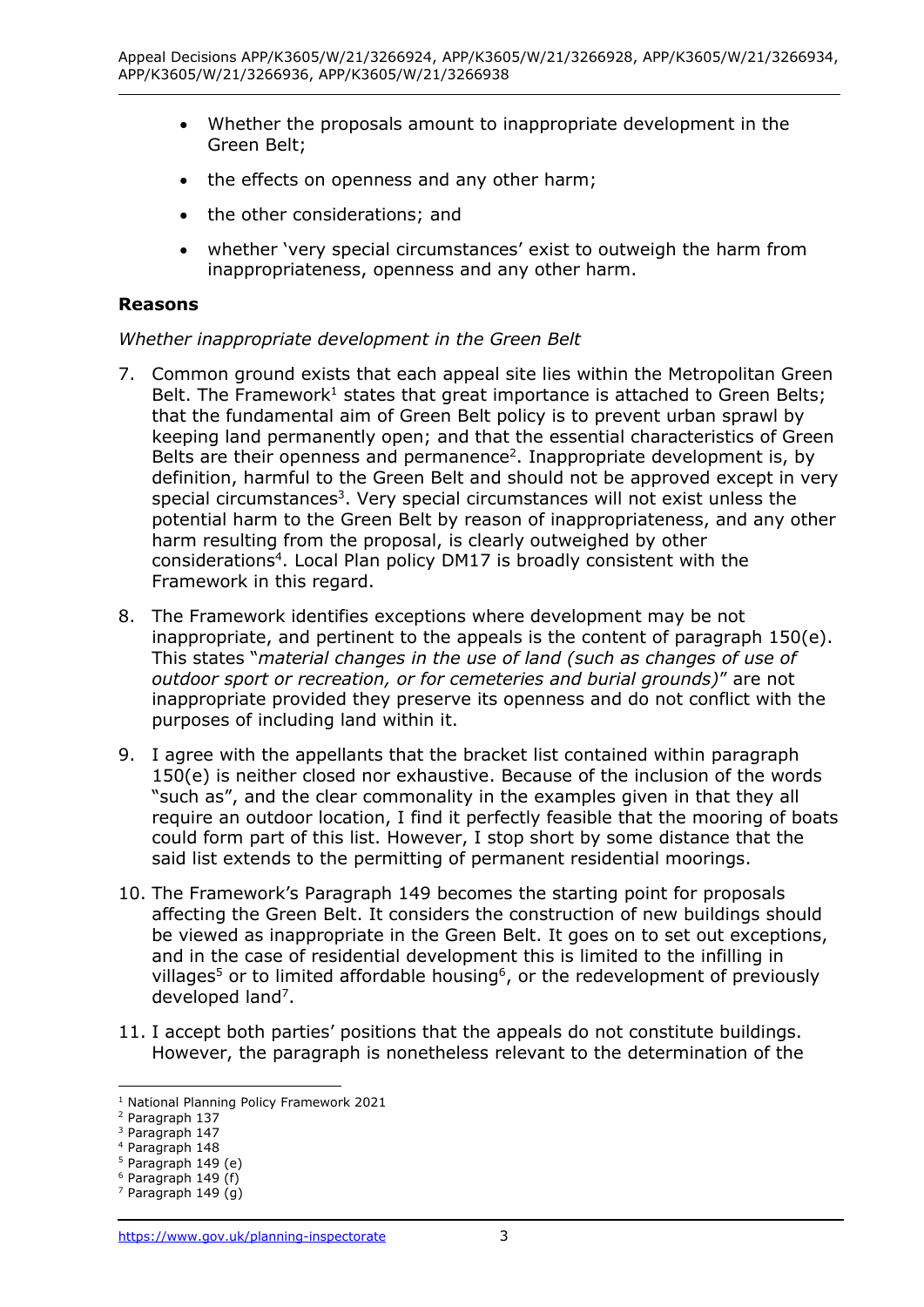- Whether the proposals amount to inappropriate development in the Green Belt;
- the effects on openness and any other harm;
- the other considerations; and
- whether 'very special circumstances' exist to outweigh the harm from inappropriateness, openness and any other harm.

## Reasons

*Whether inappropriate development in the Green Belt*

7. Common ground exists that each appeal site lies within the Metropolitan Green Belt. The Framework[1] states that great importance is attached to Green Belts; that the fundamental aim of Green Belt policy is to prevent urban sprawl by keeping land permanently open; and that the essential characteristics of Green Belts are their openness and permanence[2]. Inappropriate development is, by definition, harmful to the Green Belt and should not be approved except in very special circumstances[3]. Very special circumstances will not exist unless the potential harm to the Green Belt by reason of inappropriateness, and any other harm resulting from the proposal, is clearly outweighed by other considerations[4]. Local Plan policy DM17 is broadly consistent with the Framework in this regard.

8. The Framework identifies exceptions where development may be not inappropriate, and pertinent to the appeals is the content of paragraph 150(e). This states "*material changes in the use of land (such as changes of use of outdoor sport or recreation, or for cemeteries and burial grounds)*" are not inappropriate provided they preserve its openness and do not conflict with the purposes of including land within it.

9. I agree with the appellants that the bracket list contained within paragraph 150(e) is neither closed nor exhaustive. Because of the inclusion of the words "such as", and the clear commonality in the examples given in that they all require an outdoor location, I find it perfectly feasible that the mooring of boats could form part of this list. However, I stop short by some distance that the said list extends to the permitting of permanent residential moorings.

10. The Framework's Paragraph 149 becomes the starting point for proposals affecting the Green Belt. It considers the construction of new buildings should be viewed as inappropriate in the Green Belt. It goes on to set out exceptions, and in the case of residential development this is limited to the infilling in villages[5] or to limited affordable housing[6], or the redevelopment of previously developed land[7].

11. I accept both parties' positions that the appeals do not constitute buildings. However, the paragraph is nonetheless relevant to the determination of the

---

[1] National Planning Policy Framework 2021
[2] Paragraph 137
[3] Paragraph 147
[4] Paragraph 148
[5] Paragraph 149 (e)
[6] Paragraph 149 (f)
[7] Paragraph 149 (g)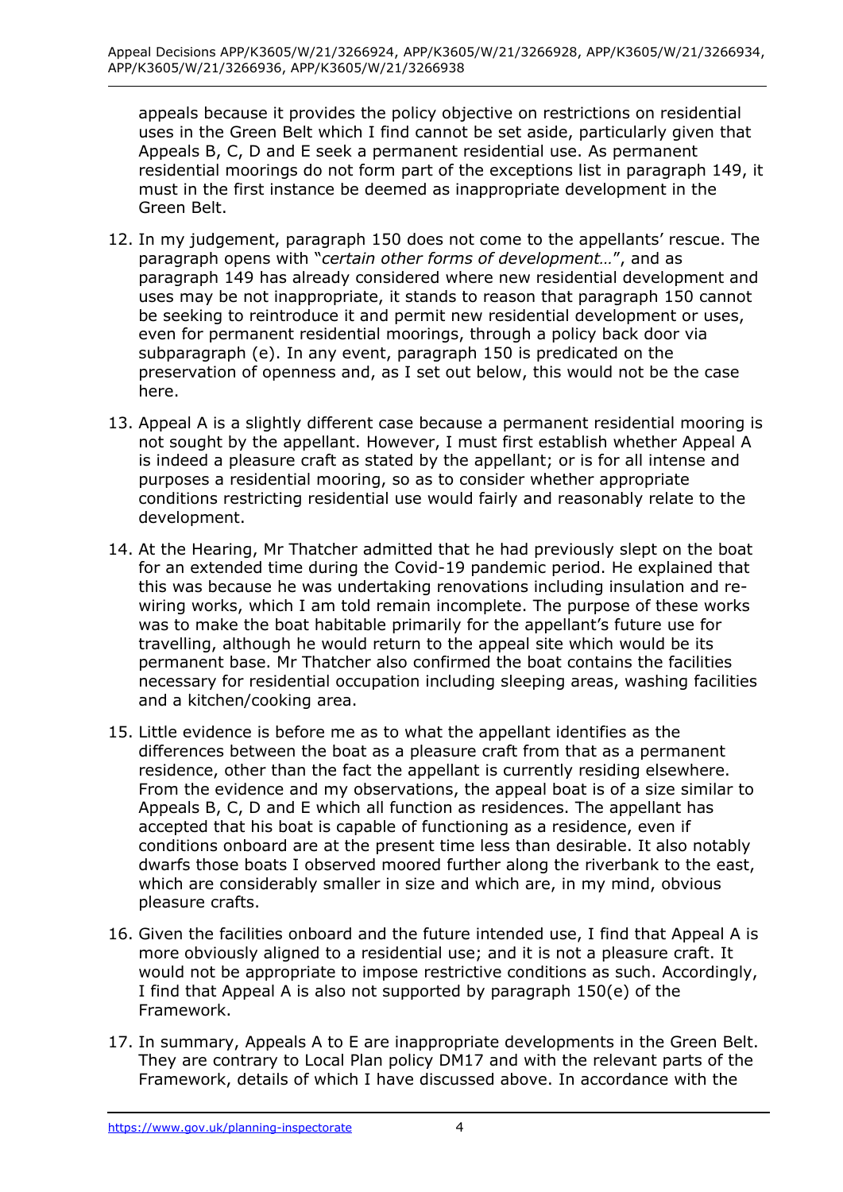appeals because it provides the policy objective on restrictions on residential uses in the Green Belt which I find cannot be set aside, particularly given that Appeals B, C, D and E seek a permanent residential use. As permanent residential moorings do not form part of the exceptions list in paragraph 149, it must in the first instance be deemed as inappropriate development in the Green Belt.

12. In my judgement, paragraph 150 does not come to the appellants' rescue. The paragraph opens with "*certain other forms of development…*", and as paragraph 149 has already considered where new residential development and uses may be not inappropriate, it stands to reason that paragraph 150 cannot be seeking to reintroduce it and permit new residential development or uses, even for permanent residential moorings, through a policy back door via subparagraph (e). In any event, paragraph 150 is predicated on the preservation of openness and, as I set out below, this would not be the case here.

13. Appeal A is a slightly different case because a permanent residential mooring is not sought by the appellant. However, I must first establish whether Appeal A is indeed a pleasure craft as stated by the appellant; or is for all intense and purposes a residential mooring, so as to consider whether appropriate conditions restricting residential use would fairly and reasonably relate to the development.

14. At the Hearing, Mr Thatcher admitted that he had previously slept on the boat for an extended time during the Covid-19 pandemic period. He explained that this was because he was undertaking renovations including insulation and re-wiring works, which I am told remain incomplete. The purpose of these works was to make the boat habitable primarily for the appellant's future use for travelling, although he would return to the appeal site which would be its permanent base. Mr Thatcher also confirmed the boat contains the facilities necessary for residential occupation including sleeping areas, washing facilities and a kitchen/cooking area.

15. Little evidence is before me as to what the appellant identifies as the differences between the boat as a pleasure craft from that as a permanent residence, other than the fact the appellant is currently residing elsewhere. From the evidence and my observations, the appeal boat is of a size similar to Appeals B, C, D and E which all function as residences. The appellant has accepted that his boat is capable of functioning as a residence, even if conditions onboard are at the present time less than desirable. It also notably dwarfs those boats I observed moored further along the riverbank to the east, which are considerably smaller in size and which are, in my mind, obvious pleasure crafts.

16. Given the facilities onboard and the future intended use, I find that Appeal A is more obviously aligned to a residential use; and it is not a pleasure craft. It would not be appropriate to impose restrictive conditions as such. Accordingly, I find that Appeal A is also not supported by paragraph 150(e) of the Framework.

17. In summary, Appeals A to E are inappropriate developments in the Green Belt. They are contrary to Local Plan policy DM17 and with the relevant parts of the Framework, details of which I have discussed above. In accordance with the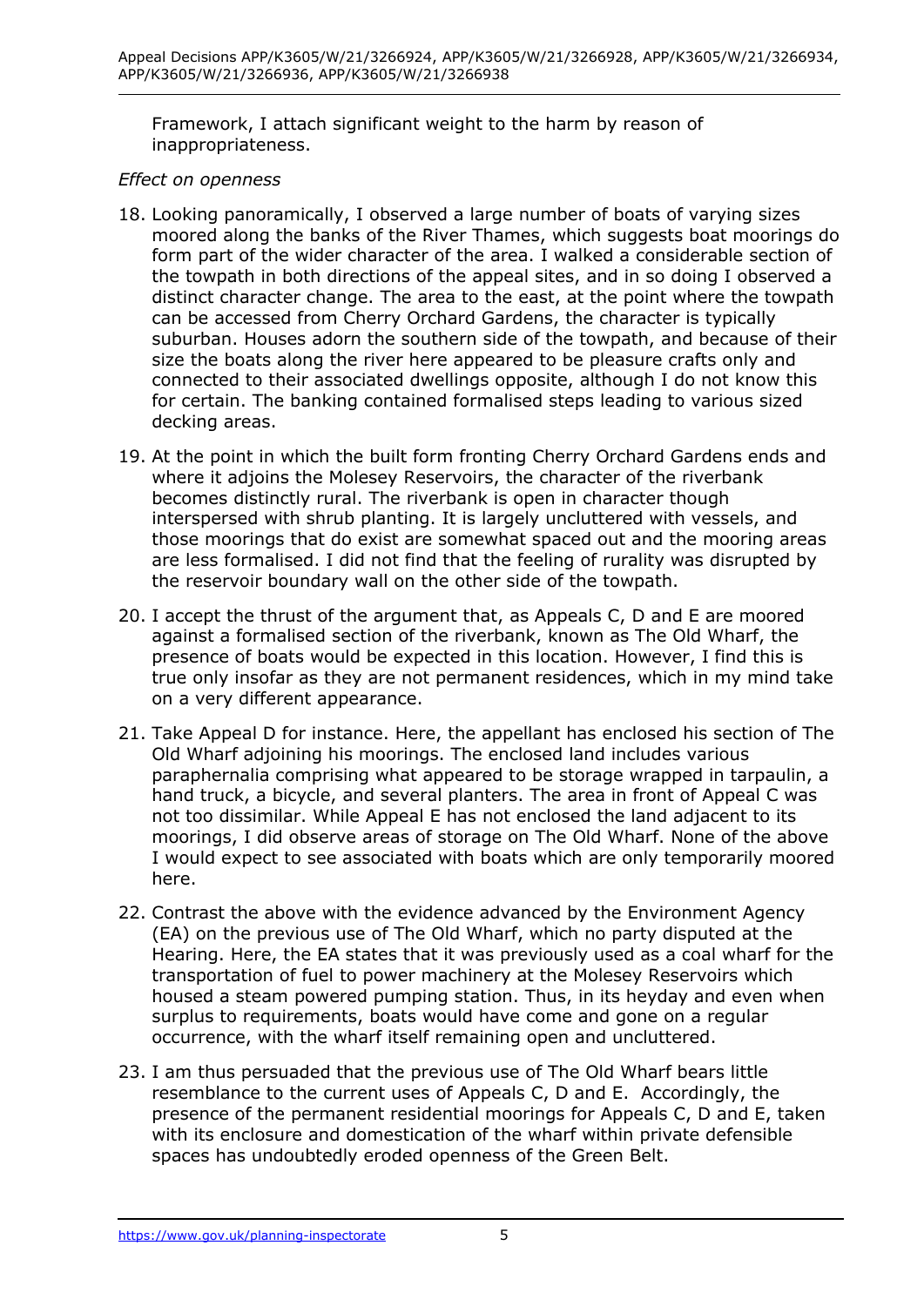Framework, I attach significant weight to the harm by reason of inappropriateness.

*Effect on openness*

18. Looking panoramically, I observed a large number of boats of varying sizes moored along the banks of the River Thames, which suggests boat moorings do form part of the wider character of the area. I walked a considerable section of the towpath in both directions of the appeal sites, and in so doing I observed a distinct character change. The area to the east, at the point where the towpath can be accessed from Cherry Orchard Gardens, the character is typically suburban. Houses adorn the southern side of the towpath, and because of their size the boats along the river here appeared to be pleasure crafts only and connected to their associated dwellings opposite, although I do not know this for certain. The banking contained formalised steps leading to various sized decking areas.

19. At the point in which the built form fronting Cherry Orchard Gardens ends and where it adjoins the Molesey Reservoirs, the character of the riverbank becomes distinctly rural. The riverbank is open in character though interspersed with shrub planting. It is largely uncluttered with vessels, and those moorings that do exist are somewhat spaced out and the mooring areas are less formalised. I did not find that the feeling of rurality was disrupted by the reservoir boundary wall on the other side of the towpath.

20. I accept the thrust of the argument that, as Appeals C, D and E are moored against a formalised section of the riverbank, known as The Old Wharf, the presence of boats would be expected in this location. However, I find this is true only insofar as they are not permanent residences, which in my mind take on a very different appearance.

21. Take Appeal D for instance. Here, the appellant has enclosed his section of The Old Wharf adjoining his moorings. The enclosed land includes various paraphernalia comprising what appeared to be storage wrapped in tarpaulin, a hand truck, a bicycle, and several planters. The area in front of Appeal C was not too dissimilar. While Appeal E has not enclosed the land adjacent to its moorings, I did observe areas of storage on The Old Wharf. None of the above I would expect to see associated with boats which are only temporarily moored here.

22. Contrast the above with the evidence advanced by the Environment Agency (EA) on the previous use of The Old Wharf, which no party disputed at the Hearing. Here, the EA states that it was previously used as a coal wharf for the transportation of fuel to power machinery at the Molesey Reservoirs which housed a steam powered pumping station. Thus, in its heyday and even when surplus to requirements, boats would have come and gone on a regular occurrence, with the wharf itself remaining open and uncluttered.

23. I am thus persuaded that the previous use of The Old Wharf bears little resemblance to the current uses of Appeals C, D and E. Accordingly, the presence of the permanent residential moorings for Appeals C, D and E, taken with its enclosure and domestication of the wharf within private defensible spaces has undoubtedly eroded openness of the Green Belt.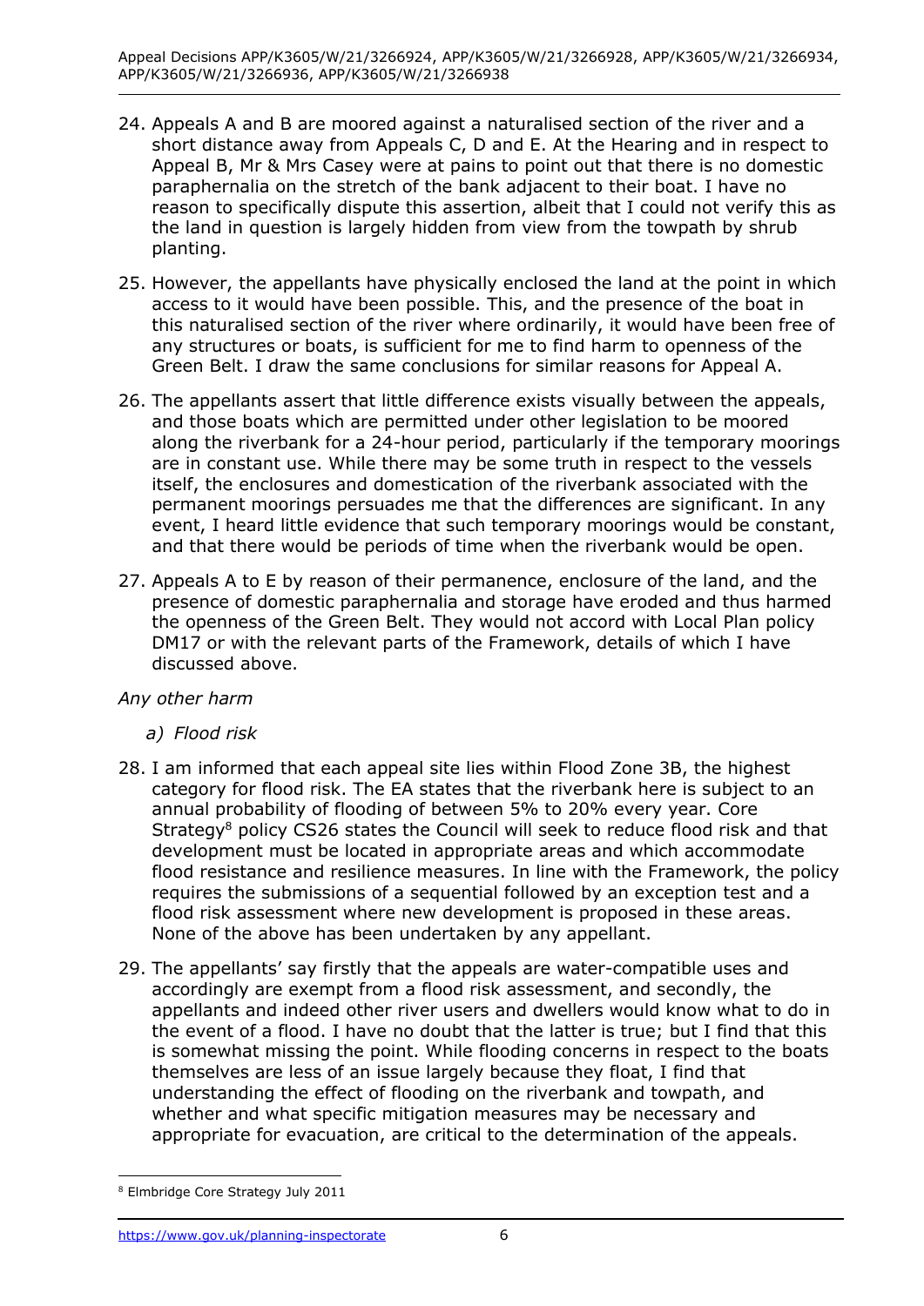24. Appeals A and B are moored against a naturalised section of the river and a short distance away from Appeals C, D and E. At the Hearing and in respect to Appeal B, Mr & Mrs Casey were at pains to point out that there is no domestic paraphernalia on the stretch of the bank adjacent to their boat. I have no reason to specifically dispute this assertion, albeit that I could not verify this as the land in question is largely hidden from view from the towpath by shrub planting.

25. However, the appellants have physically enclosed the land at the point in which access to it would have been possible. This, and the presence of the boat in this naturalised section of the river where ordinarily, it would have been free of any structures or boats, is sufficient for me to find harm to openness of the Green Belt. I draw the same conclusions for similar reasons for Appeal A.

26. The appellants assert that little difference exists visually between the appeals, and those boats which are permitted under other legislation to be moored along the riverbank for a 24-hour period, particularly if the temporary moorings are in constant use. While there may be some truth in respect to the vessels itself, the enclosures and domestication of the riverbank associated with the permanent moorings persuades me that the differences are significant. In any event, I heard little evidence that such temporary moorings would be constant, and that there would be periods of time when the riverbank would be open.

27. Appeals A to E by reason of their permanence, enclosure of the land, and the presence of domestic paraphernalia and storage have eroded and thus harmed the openness of the Green Belt. They would not accord with Local Plan policy DM17 or with the relevant parts of the Framework, details of which I have discussed above.

*Any other harm*

*a) Flood risk*

28. I am informed that each appeal site lies within Flood Zone 3B, the highest category for flood risk. The EA states that the riverbank here is subject to an annual probability of flooding of between 5% to 20% every year. Core Strategy[8] policy CS26 states the Council will seek to reduce flood risk and that development must be located in appropriate areas and which accommodate flood resistance and resilience measures. In line with the Framework, the policy requires the submissions of a sequential followed by an exception test and a flood risk assessment where new development is proposed in these areas. None of the above has been undertaken by any appellant.

29. The appellants' say firstly that the appeals are water-compatible uses and accordingly are exempt from a flood risk assessment, and secondly, the appellants and indeed other river users and dwellers would know what to do in the event of a flood. I have no doubt that the latter is true; but I find that this is somewhat missing the point. While flooding concerns in respect to the boats themselves are less of an issue largely because they float, I find that understanding the effect of flooding on the riverbank and towpath, and whether and what specific mitigation measures may be necessary and appropriate for evacuation, are critical to the determination of the appeals.

[8] Elmbridge Core Strategy July 2011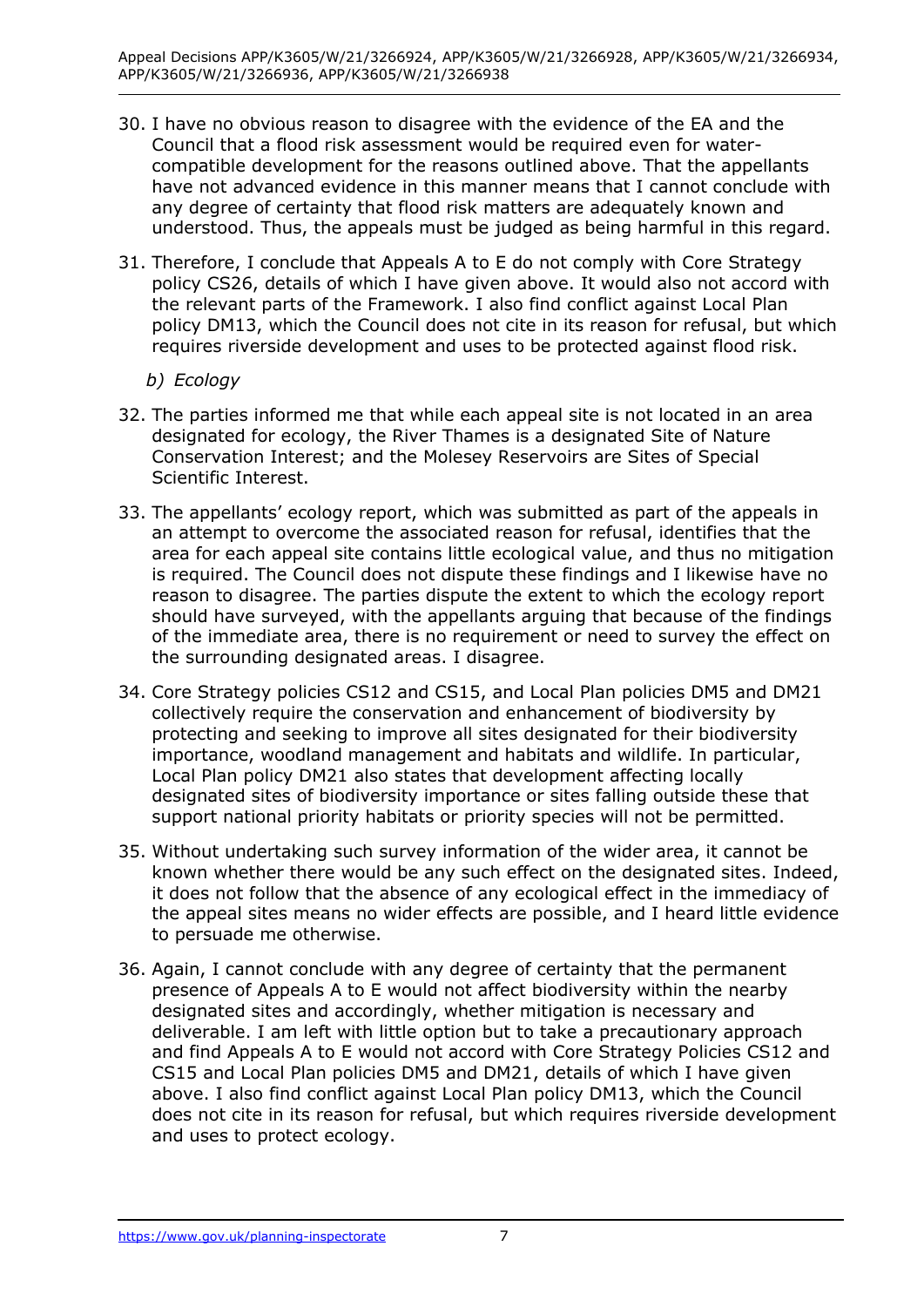30. I have no obvious reason to disagree with the evidence of the EA and the Council that a flood risk assessment would be required even for water-compatible development for the reasons outlined above. That the appellants have not advanced evidence in this manner means that I cannot conclude with any degree of certainty that flood risk matters are adequately known and understood. Thus, the appeals must be judged as being harmful in this regard.

31. Therefore, I conclude that Appeals A to E do not comply with Core Strategy policy CS26, details of which I have given above. It would also not accord with the relevant parts of the Framework. I also find conflict against Local Plan policy DM13, which the Council does not cite in its reason for refusal, but which requires riverside development and uses to be protected against flood risk.

*b) Ecology*

32. The parties informed me that while each appeal site is not located in an area designated for ecology, the River Thames is a designated Site of Nature Conservation Interest; and the Molesey Reservoirs are Sites of Special Scientific Interest.

33. The appellants' ecology report, which was submitted as part of the appeals in an attempt to overcome the associated reason for refusal, identifies that the area for each appeal site contains little ecological value, and thus no mitigation is required. The Council does not dispute these findings and I likewise have no reason to disagree. The parties dispute the extent to which the ecology report should have surveyed, with the appellants arguing that because of the findings of the immediate area, there is no requirement or need to survey the effect on the surrounding designated areas. I disagree.

34. Core Strategy policies CS12 and CS15, and Local Plan policies DM5 and DM21 collectively require the conservation and enhancement of biodiversity by protecting and seeking to improve all sites designated for their biodiversity importance, woodland management and habitats and wildlife. In particular, Local Plan policy DM21 also states that development affecting locally designated sites of biodiversity importance or sites falling outside these that support national priority habitats or priority species will not be permitted.

35. Without undertaking such survey information of the wider area, it cannot be known whether there would be any such effect on the designated sites. Indeed, it does not follow that the absence of any ecological effect in the immediacy of the appeal sites means no wider effects are possible, and I heard little evidence to persuade me otherwise.

36. Again, I cannot conclude with any degree of certainty that the permanent presence of Appeals A to E would not affect biodiversity within the nearby designated sites and accordingly, whether mitigation is necessary and deliverable. I am left with little option but to take a precautionary approach and find Appeals A to E would not accord with Core Strategy Policies CS12 and CS15 and Local Plan policies DM5 and DM21, details of which I have given above. I also find conflict against Local Plan policy DM13, which the Council does not cite in its reason for refusal, but which requires riverside development and uses to protect ecology.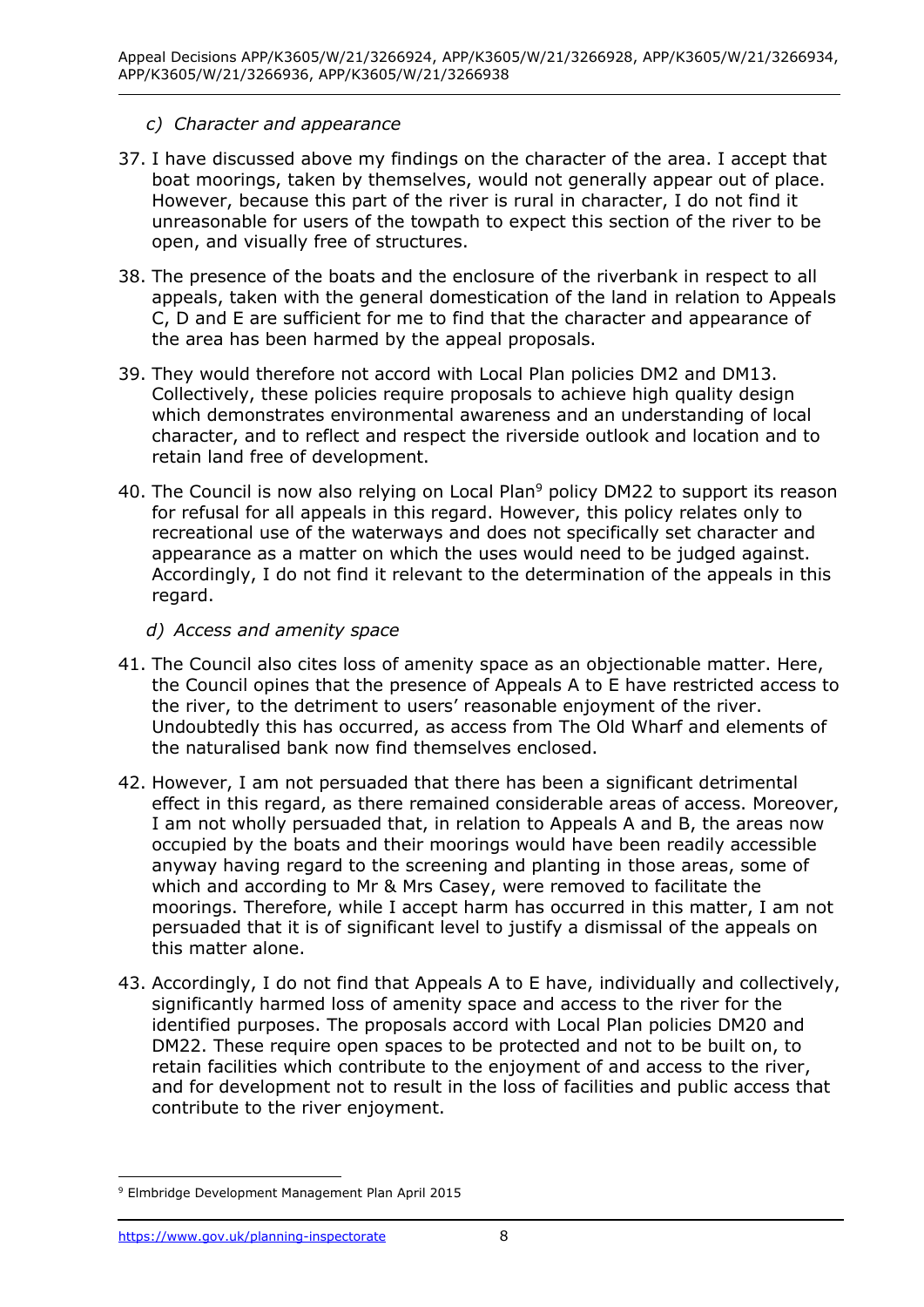*c) Character and appearance*

37. I have discussed above my findings on the character of the area. I accept that boat moorings, taken by themselves, would not generally appear out of place. However, because this part of the river is rural in character, I do not find it unreasonable for users of the towpath to expect this section of the river to be open, and visually free of structures.

38. The presence of the boats and the enclosure of the riverbank in respect to all appeals, taken with the general domestication of the land in relation to Appeals C, D and E are sufficient for me to find that the character and appearance of the area has been harmed by the appeal proposals.

39. They would therefore not accord with Local Plan policies DM2 and DM13. Collectively, these policies require proposals to achieve high quality design which demonstrates environmental awareness and an understanding of local character, and to reflect and respect the riverside outlook and location and to retain land free of development.

40. The Council is now also relying on Local Plan[9] policy DM22 to support its reason for refusal for all appeals in this regard. However, this policy relates only to recreational use of the waterways and does not specifically set character and appearance as a matter on which the uses would need to be judged against. Accordingly, I do not find it relevant to the determination of the appeals in this regard.

*d) Access and amenity space*

41. The Council also cites loss of amenity space as an objectionable matter. Here, the Council opines that the presence of Appeals A to E have restricted access to the river, to the detriment to users' reasonable enjoyment of the river. Undoubtedly this has occurred, as access from The Old Wharf and elements of the naturalised bank now find themselves enclosed.

42. However, I am not persuaded that there has been a significant detrimental effect in this regard, as there remained considerable areas of access. Moreover, I am not wholly persuaded that, in relation to Appeals A and B, the areas now occupied by the boats and their moorings would have been readily accessible anyway having regard to the screening and planting in those areas, some of which and according to Mr & Mrs Casey, were removed to facilitate the moorings. Therefore, while I accept harm has occurred in this matter, I am not persuaded that it is of significant level to justify a dismissal of the appeals on this matter alone.

43. Accordingly, I do not find that Appeals A to E have, individually and collectively, significantly harmed loss of amenity space and access to the river for the identified purposes. The proposals accord with Local Plan policies DM20 and DM22. These require open spaces to be protected and not to be built on, to retain facilities which contribute to the enjoyment of and access to the river, and for development not to result in the loss of facilities and public access that contribute to the river enjoyment.

[9] Elmbridge Development Management Plan April 2015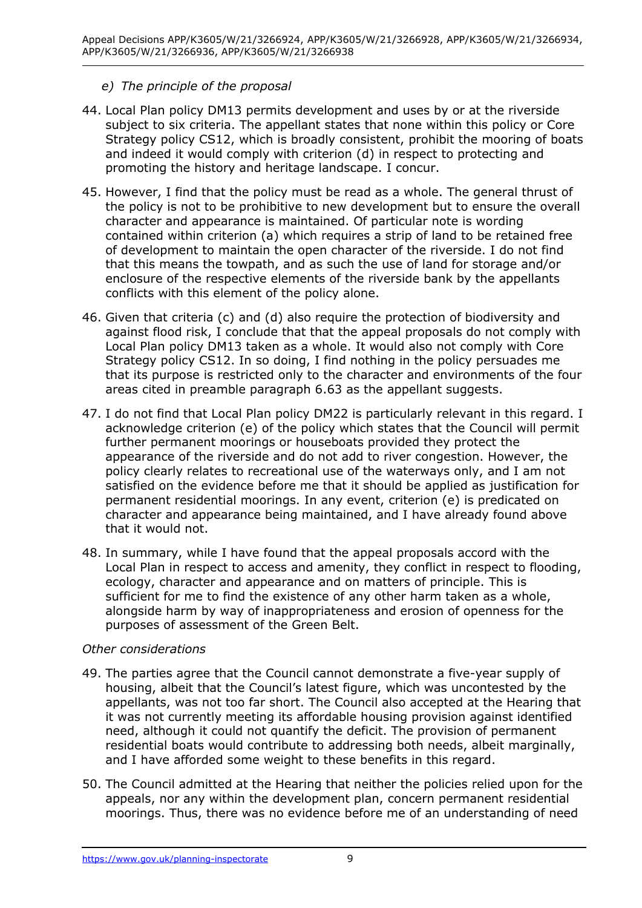*e) The principle of the proposal*

44. Local Plan policy DM13 permits development and uses by or at the riverside subject to six criteria. The appellant states that none within this policy or Core Strategy policy CS12, which is broadly consistent, prohibit the mooring of boats and indeed it would comply with criterion (d) in respect to protecting and promoting the history and heritage landscape. I concur.

45. However, I find that the policy must be read as a whole. The general thrust of the policy is not to be prohibitive to new development but to ensure the overall character and appearance is maintained. Of particular note is wording contained within criterion (a) which requires a strip of land to be retained free of development to maintain the open character of the riverside. I do not find that this means the towpath, and as such the use of land for storage and/or enclosure of the respective elements of the riverside bank by the appellants conflicts with this element of the policy alone.

46. Given that criteria (c) and (d) also require the protection of biodiversity and against flood risk, I conclude that that the appeal proposals do not comply with Local Plan policy DM13 taken as a whole. It would also not comply with Core Strategy policy CS12. In so doing, I find nothing in the policy persuades me that its purpose is restricted only to the character and environments of the four areas cited in preamble paragraph 6.63 as the appellant suggests.

47. I do not find that Local Plan policy DM22 is particularly relevant in this regard. I acknowledge criterion (e) of the policy which states that the Council will permit further permanent moorings or houseboats provided they protect the appearance of the riverside and do not add to river congestion. However, the policy clearly relates to recreational use of the waterways only, and I am not satisfied on the evidence before me that it should be applied as justification for permanent residential moorings. In any event, criterion (e) is predicated on character and appearance being maintained, and I have already found above that it would not.

48. In summary, while I have found that the appeal proposals accord with the Local Plan in respect to access and amenity, they conflict in respect to flooding, ecology, character and appearance and on matters of principle. This is sufficient for me to find the existence of any other harm taken as a whole, alongside harm by way of inappropriateness and erosion of openness for the purposes of assessment of the Green Belt.

*Other considerations*

49. The parties agree that the Council cannot demonstrate a five-year supply of housing, albeit that the Council's latest figure, which was uncontested by the appellants, was not too far short. The Council also accepted at the Hearing that it was not currently meeting its affordable housing provision against identified need, although it could not quantify the deficit. The provision of permanent residential boats would contribute to addressing both needs, albeit marginally, and I have afforded some weight to these benefits in this regard.

50. The Council admitted at the Hearing that neither the policies relied upon for the appeals, nor any within the development plan, concern permanent residential moorings. Thus, there was no evidence before me of an understanding of need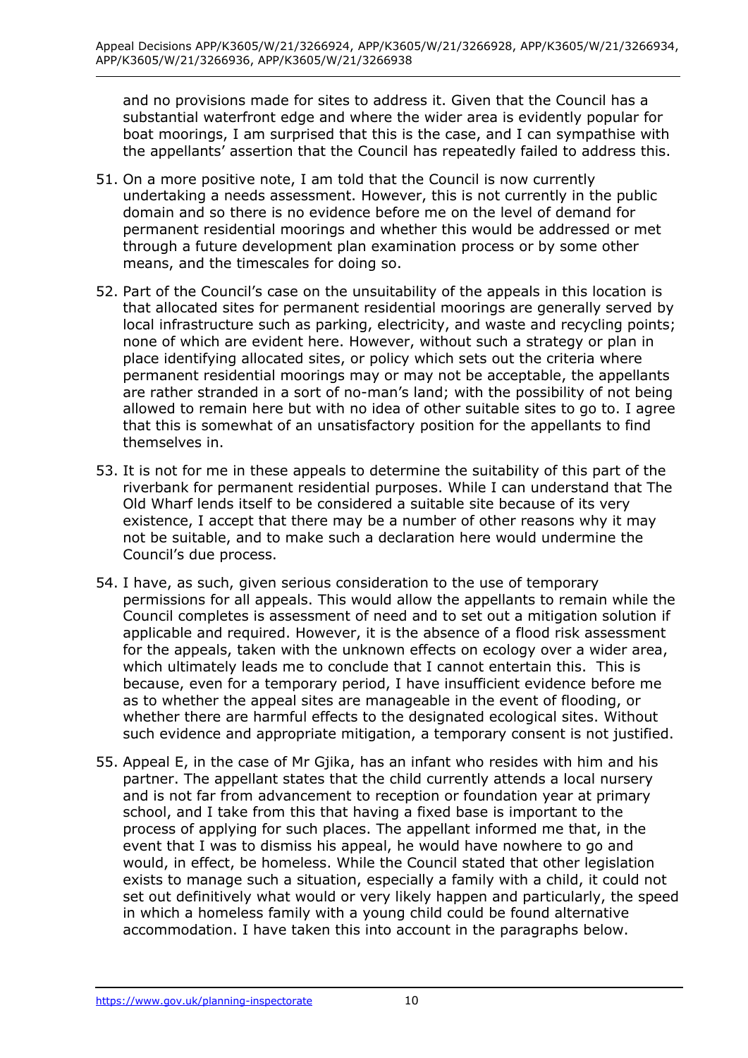and no provisions made for sites to address it. Given that the Council has a substantial waterfront edge and where the wider area is evidently popular for boat moorings, I am surprised that this is the case, and I can sympathise with the appellants' assertion that the Council has repeatedly failed to address this.

51. On a more positive note, I am told that the Council is now currently undertaking a needs assessment. However, this is not currently in the public domain and so there is no evidence before me on the level of demand for permanent residential moorings and whether this would be addressed or met through a future development plan examination process or by some other means, and the timescales for doing so.

52. Part of the Council's case on the unsuitability of the appeals in this location is that allocated sites for permanent residential moorings are generally served by local infrastructure such as parking, electricity, and waste and recycling points; none of which are evident here. However, without such a strategy or plan in place identifying allocated sites, or policy which sets out the criteria where permanent residential moorings may or may not be acceptable, the appellants are rather stranded in a sort of no-man's land; with the possibility of not being allowed to remain here but with no idea of other suitable sites to go to. I agree that this is somewhat of an unsatisfactory position for the appellants to find themselves in.

53. It is not for me in these appeals to determine the suitability of this part of the riverbank for permanent residential purposes. While I can understand that The Old Wharf lends itself to be considered a suitable site because of its very existence, I accept that there may be a number of other reasons why it may not be suitable, and to make such a declaration here would undermine the Council's due process.

54. I have, as such, given serious consideration to the use of temporary permissions for all appeals. This would allow the appellants to remain while the Council completes is assessment of need and to set out a mitigation solution if applicable and required. However, it is the absence of a flood risk assessment for the appeals, taken with the unknown effects on ecology over a wider area, which ultimately leads me to conclude that I cannot entertain this. This is because, even for a temporary period, I have insufficient evidence before me as to whether the appeal sites are manageable in the event of flooding, or whether there are harmful effects to the designated ecological sites. Without such evidence and appropriate mitigation, a temporary consent is not justified.

55. Appeal E, in the case of Mr Gjika, has an infant who resides with him and his partner. The appellant states that the child currently attends a local nursery and is not far from advancement to reception or foundation year at primary school, and I take from this that having a fixed base is important to the process of applying for such places. The appellant informed me that, in the event that I was to dismiss his appeal, he would have nowhere to go and would, in effect, be homeless. While the Council stated that other legislation exists to manage such a situation, especially a family with a child, it could not set out definitively what would or very likely happen and particularly, the speed in which a homeless family with a young child could be found alternative accommodation. I have taken this into account in the paragraphs below.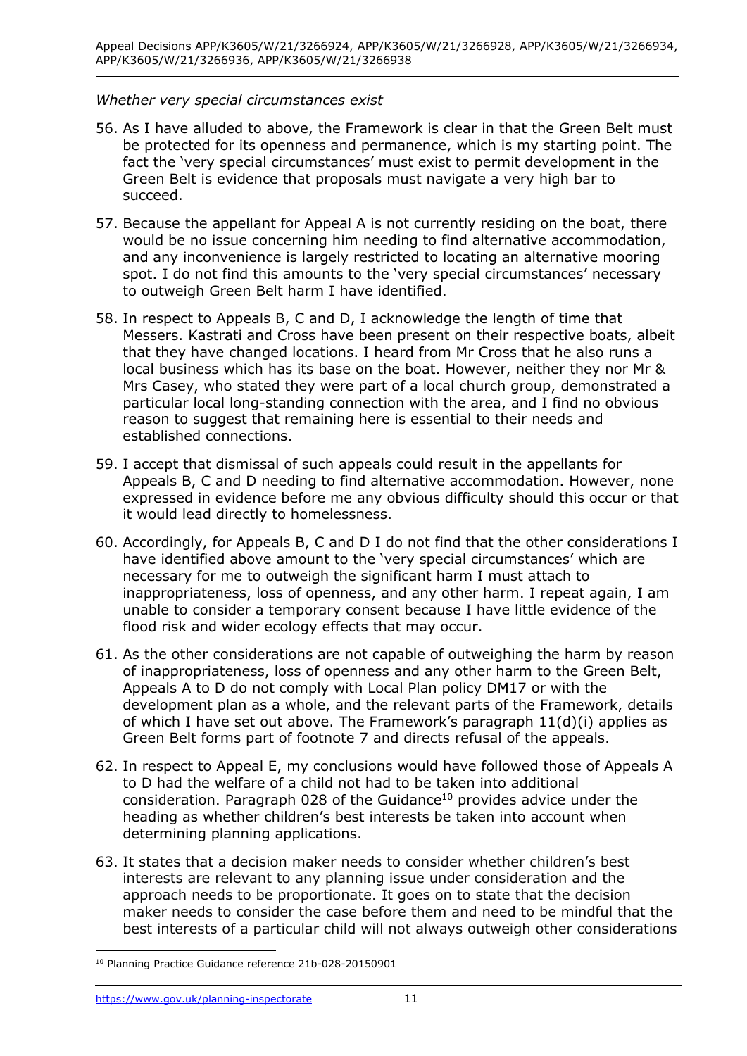*Whether very special circumstances exist*

56. As I have alluded to above, the Framework is clear in that the Green Belt must be protected for its openness and permanence, which is my starting point. The fact the 'very special circumstances' must exist to permit development in the Green Belt is evidence that proposals must navigate a very high bar to succeed.

57. Because the appellant for Appeal A is not currently residing on the boat, there would be no issue concerning him needing to find alternative accommodation, and any inconvenience is largely restricted to locating an alternative mooring spot. I do not find this amounts to the 'very special circumstances' necessary to outweigh Green Belt harm I have identified.

58. In respect to Appeals B, C and D, I acknowledge the length of time that Messers. Kastrati and Cross have been present on their respective boats, albeit that they have changed locations. I heard from Mr Cross that he also runs a local business which has its base on the boat. However, neither they nor Mr & Mrs Casey, who stated they were part of a local church group, demonstrated a particular local long-standing connection with the area, and I find no obvious reason to suggest that remaining here is essential to their needs and established connections.

59. I accept that dismissal of such appeals could result in the appellants for Appeals B, C and D needing to find alternative accommodation. However, none expressed in evidence before me any obvious difficulty should this occur or that it would lead directly to homelessness.

60. Accordingly, for Appeals B, C and D I do not find that the other considerations I have identified above amount to the 'very special circumstances' which are necessary for me to outweigh the significant harm I must attach to inappropriateness, loss of openness, and any other harm. I repeat again, I am unable to consider a temporary consent because I have little evidence of the flood risk and wider ecology effects that may occur.

61. As the other considerations are not capable of outweighing the harm by reason of inappropriateness, loss of openness and any other harm to the Green Belt, Appeals A to D do not comply with Local Plan policy DM17 or with the development plan as a whole, and the relevant parts of the Framework, details of which I have set out above. The Framework's paragraph 11(d)(i) applies as Green Belt forms part of footnote 7 and directs refusal of the appeals.

62. In respect to Appeal E, my conclusions would have followed those of Appeals A to D had the welfare of a child not had to be taken into additional consideration. Paragraph 028 of the Guidance[10] provides advice under the heading as whether children's best interests be taken into account when determining planning applications.

63. It states that a decision maker needs to consider whether children's best interests are relevant to any planning issue under consideration and the approach needs to be proportionate. It goes on to state that the decision maker needs to consider the case before them and need to be mindful that the best interests of a particular child will not always outweigh other considerations

---

[10] Planning Practice Guidance reference 21b-028-20150901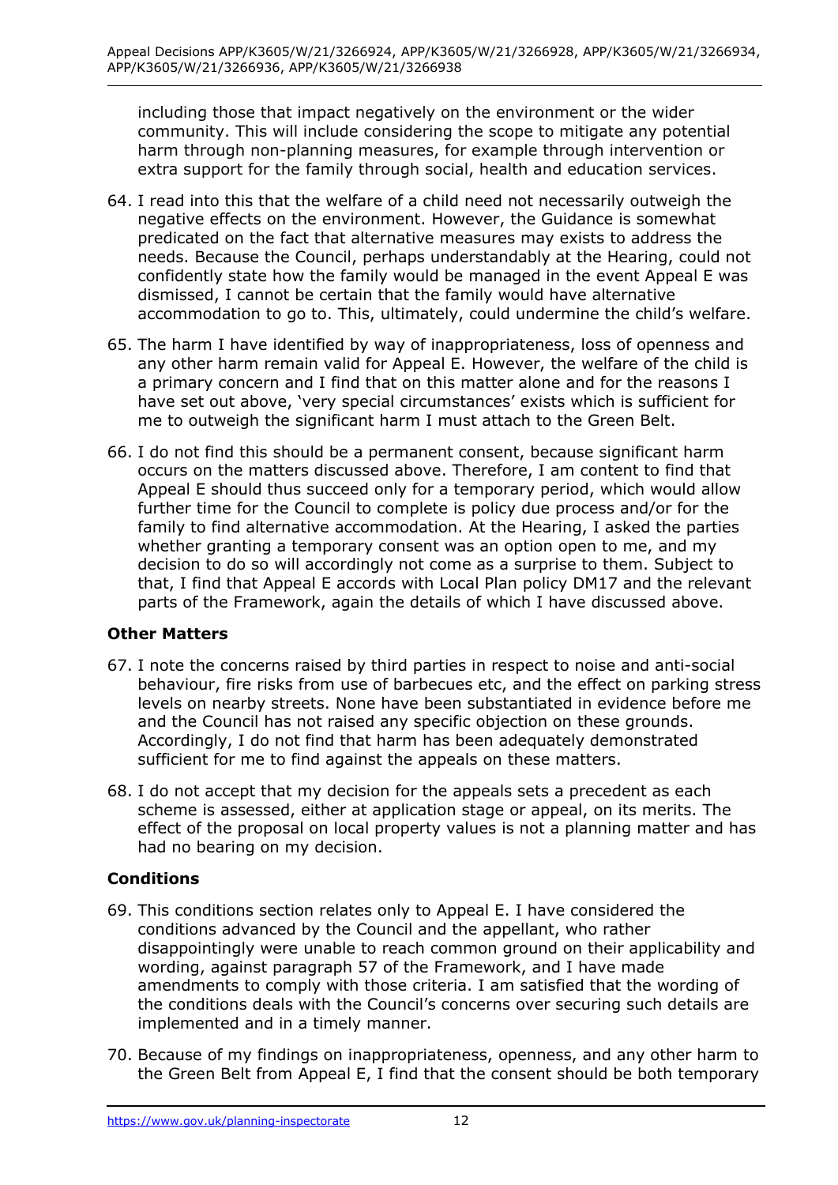including those that impact negatively on the environment or the wider community. This will include considering the scope to mitigate any potential harm through non-planning measures, for example through intervention or extra support for the family through social, health and education services.

64. I read into this that the welfare of a child need not necessarily outweigh the negative effects on the environment. However, the Guidance is somewhat predicated on the fact that alternative measures may exists to address the needs. Because the Council, perhaps understandably at the Hearing, could not confidently state how the family would be managed in the event Appeal E was dismissed, I cannot be certain that the family would have alternative accommodation to go to. This, ultimately, could undermine the child's welfare.

65. The harm I have identified by way of inappropriateness, loss of openness and any other harm remain valid for Appeal E. However, the welfare of the child is a primary concern and I find that on this matter alone and for the reasons I have set out above, 'very special circumstances' exists which is sufficient for me to outweigh the significant harm I must attach to the Green Belt.

66. I do not find this should be a permanent consent, because significant harm occurs on the matters discussed above. Therefore, I am content to find that Appeal E should thus succeed only for a temporary period, which would allow further time for the Council to complete is policy due process and/or for the family to find alternative accommodation. At the Hearing, I asked the parties whether granting a temporary consent was an option open to me, and my decision to do so will accordingly not come as a surprise to them. Subject to that, I find that Appeal E accords with Local Plan policy DM17 and the relevant parts of the Framework, again the details of which I have discussed above.

## Other Matters

67. I note the concerns raised by third parties in respect to noise and anti-social behaviour, fire risks from use of barbecues etc, and the effect on parking stress levels on nearby streets. None have been substantiated in evidence before me and the Council has not raised any specific objection on these grounds. Accordingly, I do not find that harm has been adequately demonstrated sufficient for me to find against the appeals on these matters.

68. I do not accept that my decision for the appeals sets a precedent as each scheme is assessed, either at application stage or appeal, on its merits. The effect of the proposal on local property values is not a planning matter and has had no bearing on my decision.

## Conditions

69. This conditions section relates only to Appeal E. I have considered the conditions advanced by the Council and the appellant, who rather disappointingly were unable to reach common ground on their applicability and wording, against paragraph 57 of the Framework, and I have made amendments to comply with those criteria. I am satisfied that the wording of the conditions deals with the Council's concerns over securing such details are implemented and in a timely manner.

70. Because of my findings on inappropriateness, openness, and any other harm to the Green Belt from Appeal E, I find that the consent should be both temporary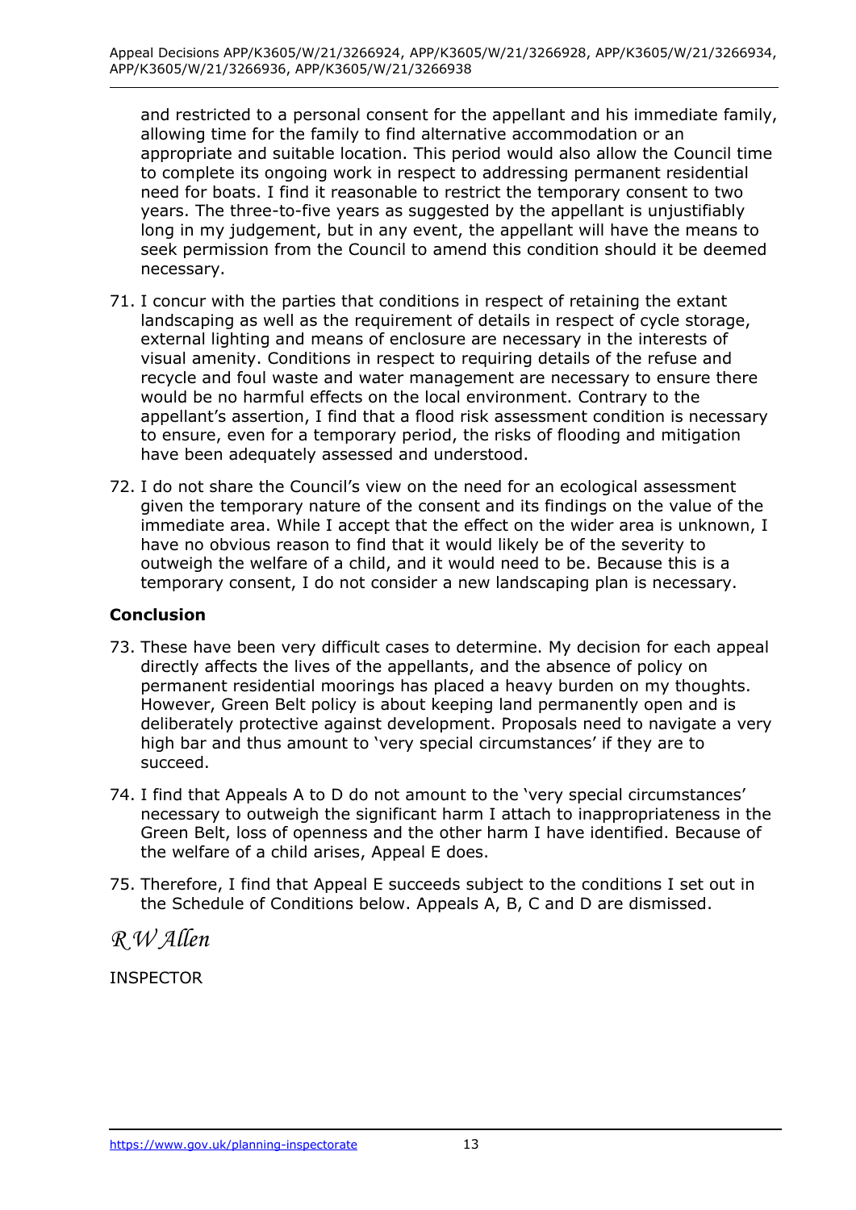and restricted to a personal consent for the appellant and his immediate family, allowing time for the family to find alternative accommodation or an appropriate and suitable location. This period would also allow the Council time to complete its ongoing work in respect to addressing permanent residential need for boats. I find it reasonable to restrict the temporary consent to two years. The three-to-five years as suggested by the appellant is unjustifiably long in my judgement, but in any event, the appellant will have the means to seek permission from the Council to amend this condition should it be deemed necessary.

71. I concur with the parties that conditions in respect of retaining the extant landscaping as well as the requirement of details in respect of cycle storage, external lighting and means of enclosure are necessary in the interests of visual amenity. Conditions in respect to requiring details of the refuse and recycle and foul waste and water management are necessary to ensure there would be no harmful effects on the local environment. Contrary to the appellant's assertion, I find that a flood risk assessment condition is necessary to ensure, even for a temporary period, the risks of flooding and mitigation have been adequately assessed and understood.

72. I do not share the Council's view on the need for an ecological assessment given the temporary nature of the consent and its findings on the value of the immediate area. While I accept that the effect on the wider area is unknown, I have no obvious reason to find that it would likely be of the severity to outweigh the welfare of a child, and it would need to be. Because this is a temporary consent, I do not consider a new landscaping plan is necessary.

## Conclusion

73. These have been very difficult cases to determine. My decision for each appeal directly affects the lives of the appellants, and the absence of policy on permanent residential moorings has placed a heavy burden on my thoughts. However, Green Belt policy is about keeping land permanently open and is deliberately protective against development. Proposals need to navigate a very high bar and thus amount to 'very special circumstances' if they are to succeed.

74. I find that Appeals A to D do not amount to the 'very special circumstances' necessary to outweigh the significant harm I attach to inappropriateness in the Green Belt, loss of openness and the other harm I have identified. Because of the welfare of a child arises, Appeal E does.

75. Therefore, I find that Appeal E succeeds subject to the conditions I set out in the Schedule of Conditions below. Appeals A, B, C and D are dismissed.

*R W Allen*

INSPECTOR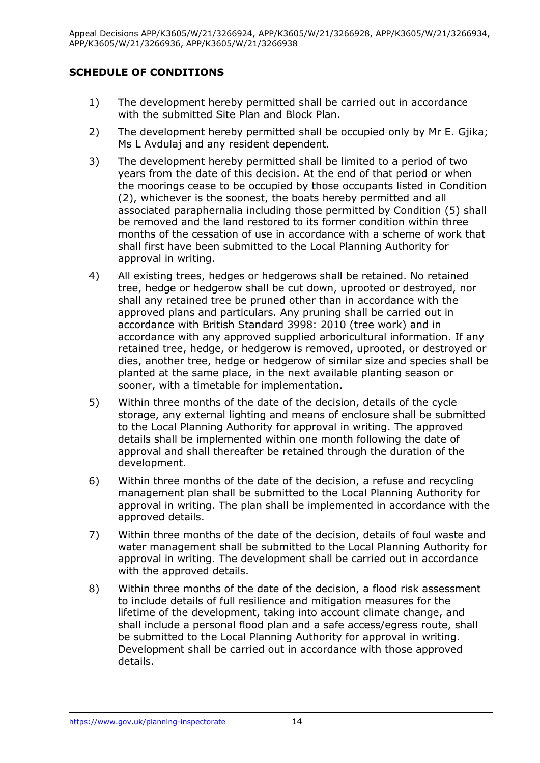## SCHEDULE OF CONDITIONS

1) The development hereby permitted shall be carried out in accordance with the submitted Site Plan and Block Plan.

2) The development hereby permitted shall be occupied only by Mr E. Gjika; Ms L Avdulaj and any resident dependent.

3) The development hereby permitted shall be limited to a period of two years from the date of this decision. At the end of that period or when the moorings cease to be occupied by those occupants listed in Condition (2), whichever is the soonest, the boats hereby permitted and all associated paraphernalia including those permitted by Condition (5) shall be removed and the land restored to its former condition within three months of the cessation of use in accordance with a scheme of work that shall first have been submitted to the Local Planning Authority for approval in writing.

4) All existing trees, hedges or hedgerows shall be retained. No retained tree, hedge or hedgerow shall be cut down, uprooted or destroyed, nor shall any retained tree be pruned other than in accordance with the approved plans and particulars. Any pruning shall be carried out in accordance with British Standard 3998: 2010 (tree work) and in accordance with any approved supplied arboricultural information. If any retained tree, hedge, or hedgerow is removed, uprooted, or destroyed or dies, another tree, hedge or hedgerow of similar size and species shall be planted at the same place, in the next available planting season or sooner, with a timetable for implementation.

5) Within three months of the date of the decision, details of the cycle storage, any external lighting and means of enclosure shall be submitted to the Local Planning Authority for approval in writing. The approved details shall be implemented within one month following the date of approval and shall thereafter be retained through the duration of the development.

6) Within three months of the date of the decision, a refuse and recycling management plan shall be submitted to the Local Planning Authority for approval in writing. The plan shall be implemented in accordance with the approved details.

7) Within three months of the date of the decision, details of foul waste and water management shall be submitted to the Local Planning Authority for approval in writing. The development shall be carried out in accordance with the approved details.

8) Within three months of the date of the decision, a flood risk assessment to include details of full resilience and mitigation measures for the lifetime of the development, taking into account climate change, and shall include a personal flood plan and a safe access/egress route, shall be submitted to the Local Planning Authority for approval in writing. Development shall be carried out in accordance with those approved details.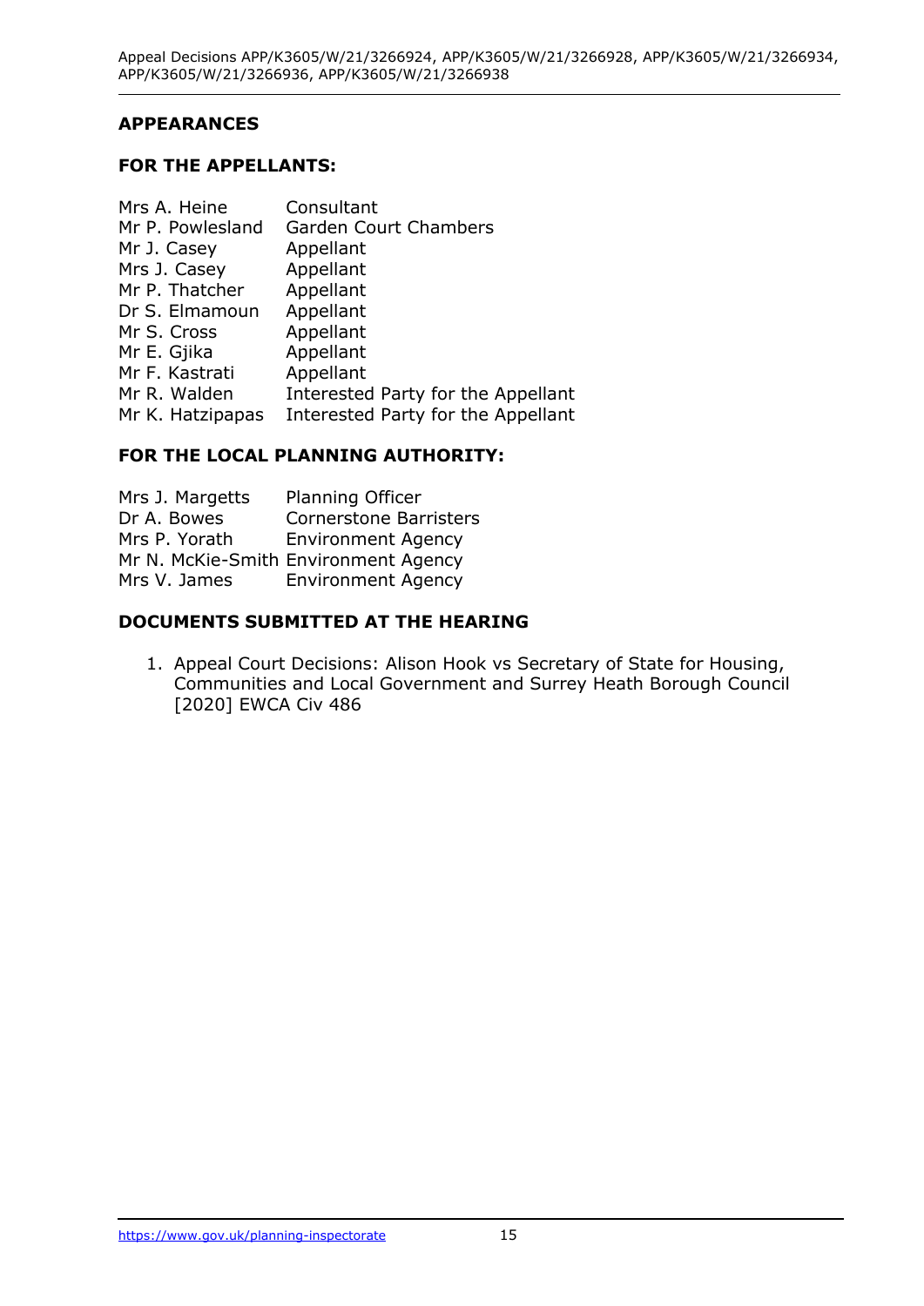## APPEARANCES

### FOR THE APPELLANTS:

| | |
|---|---|
| Mrs A. Heine | Consultant |
| Mr P. Powlesland | Garden Court Chambers |
| Mr J. Casey | Appellant |
| Mrs J. Casey | Appellant |
| Mr P. Thatcher | Appellant |
| Dr S. Elmamoun | Appellant |
| Mr S. Cross | Appellant |
| Mr E. Gjika | Appellant |
| Mr F. Kastrati | Appellant |
| Mr R. Walden | Interested Party for the Appellant |
| Mr K. Hatzipapas | Interested Party for the Appellant |

### FOR THE LOCAL PLANNING AUTHORITY:

| | |
|---|---|
| Mrs J. Margetts | Planning Officer |
| Dr A. Bowes | Cornerstone Barristers |
| Mrs P. Yorath | Environment Agency |
| Mr N. McKie-Smith | Environment Agency |
| Mrs V. James | Environment Agency |

### DOCUMENTS SUBMITTED AT THE HEARING

1. Appeal Court Decisions: Alison Hook vs Secretary of State for Housing, Communities and Local Government and Surrey Heath Borough Council [2020] EWCA Civ 486